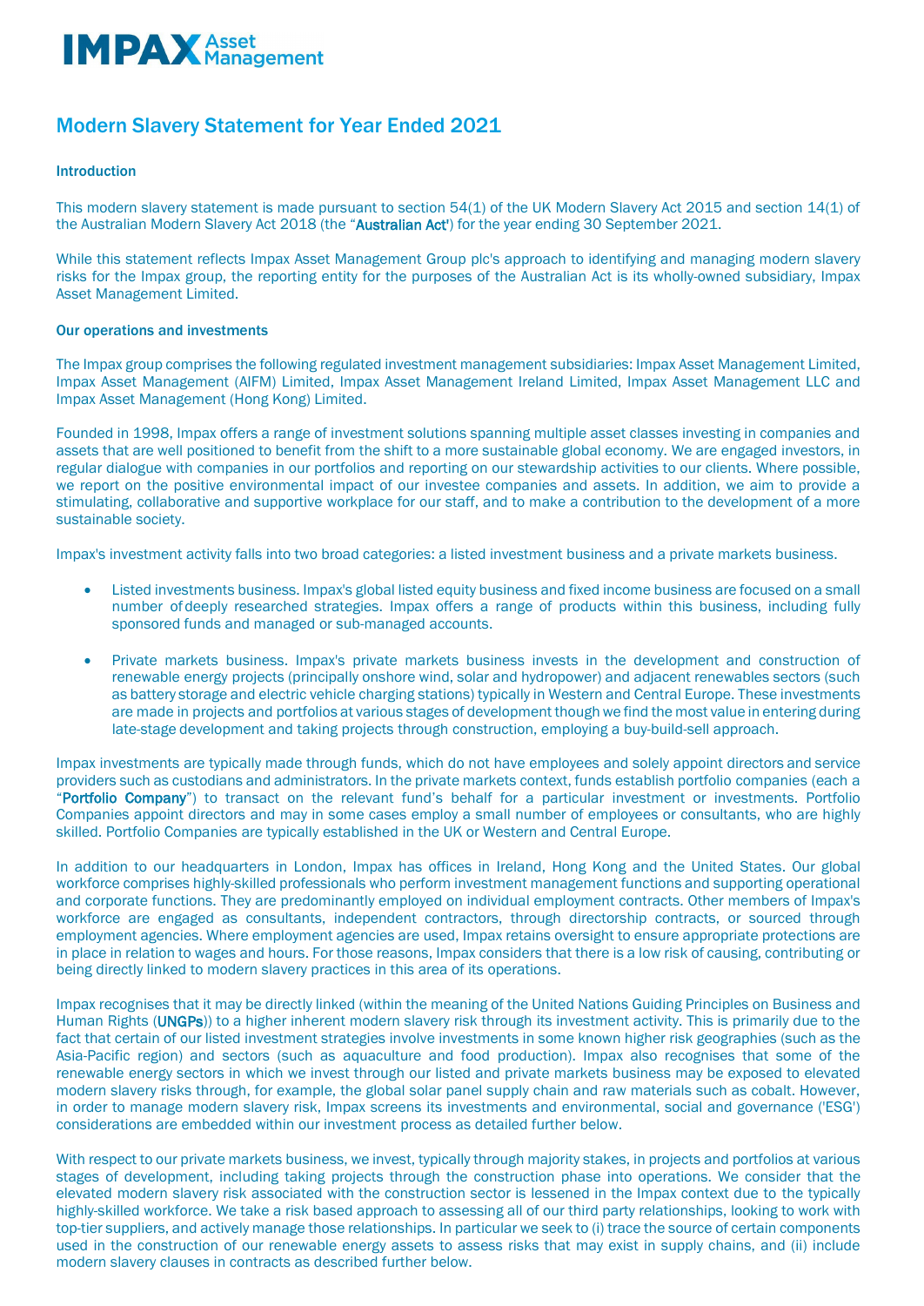# Modern Slavery Statement for Year Ended 2021

## Introduction

This modern slavery statement is made pursuant to section 54(1) of the UK Modern Slavery Act 2015 and section 14(1) of the Australian Modern Slavery Act 2018 (the "**Australian Act**') for the year ending 30 September 2021.

While this statement reflects Impax Asset Management Group plc's approach to identifying and managing modern slavery risks for the Impax group, the reporting entity for the purposes of the Australian Act is its wholly-owned subsidiary, Impax Asset Management Limited.

## Our operations and investments

The Impax group comprises the following regulated investment management subsidiaries: Impax Asset Management Limited, Impax Asset Management (AIFM) Limited, Impax Asset Management Ireland Limited, Impax Asset Management LLC and Impax Asset Management (Hong Kong) Limited.

Founded in 1998, Impax offers a range of investment solutions spanning multiple asset classes investing in companies and assets that are well positioned to benefit from the shift to a more sustainable global economy. We are engaged investors, in regular dialogue with companies in our portfolios and reporting on our stewardship activities to our clients. Where possible, we report on the positive environmental impact of our investee companies and assets. In addition, we aim to provide a stimulating, collaborative and supportive workplace for our staff, and to make a contribution to the development of a more sustainable society.

Impax's investment activity falls into two broad categories: a listed investment business and a private markets business.

- Listed investments business. Impax's global listed equity business and fixed income business are focused on a small number of deeply researched strategies. Impax offers a range of products within this business, including fully sponsored funds and managed or sub-managed accounts.
- Private markets business. Impax's private markets business invests in the development and construction of renewable energy projects (principally onshore wind, solar and hydropower) and adjacent renewables sectors (such as battery storage and electric vehicle charging stations) typically in Western and Central Europe. These investments are made in projects and portfolios at various stages of development though we find the most value in entering during late-stage development and taking projects through construction, employing a buy-build-sell approach.

Impax investments are typically made through funds, which do not have employees and solely appoint directors and service providers such as custodians and administrators. In the private markets context, funds establish portfolio companies (each a "**Portfolio Company**") to transact on the relevant fund's behalf for a particular investment or investments. Portfolio Companies appoint directors and may in some cases employ a small number of employees or consultants, who are highly skilled. Portfolio Companies are typically established in the UK or Western and Central Europe.

In addition to our headquarters in London, Impax has offices in Ireland, Hong Kong and the United States. Our global workforce comprises highly-skilled professionals who perform investment management functions and supporting operational and corporate functions. They are predominantly employed on individual employment contracts. Other members of Impax's workforce are engaged as consultants, independent contractors, through directorship contracts, or sourced through employment agencies. Where employment agencies are used, Impax retains oversight to ensure appropriate protections are in place in relation to wages and hours. For those reasons, Impax considers that there is a low risk of causing, contributing or being directly linked to modern slavery practices in this area of its operations.

Impax recognises that it may be directly linked (within the meaning of the United Nations Guiding Principles on Business and Human Rights (**UNGPs**)) to a higher inherent modern slavery risk through its investment activity. This is primarily due to the fact that certain of our listed investment strategies involve investments in some known higher risk geographies (such as the Asia-Pacific region) and sectors (such as aquaculture and food production). Impax also recognises that some of the renewable energy sectors in which we invest through our listed and private markets business may be exposed to elevated modern slavery risks through, for example, the global solar panel supply chain and raw materials such as cobalt. However, in order to manage modern slavery risk, Impax screens its investments and environmental, social and governance ('ESG') considerations are embedded within our investment process as detailed further below.

With respect to our private markets business, we invest, typically through majority stakes, in projects and portfolios at various stages of development, including taking projects through the construction phase into operations. We consider that the elevated modern slavery risk associated with the construction sector is lessened in the Impax context due to the typically highly-skilled workforce. We take a risk based approach to assessing all of our third party relationships, looking to work with top-tier suppliers, and actively manage those relationships. In particular we seek to (i) trace the source of certain components used in the construction of our renewable energy assets to assess risks that may exist in supply chains, and (ii) include modern slavery clauses in contracts as described further below.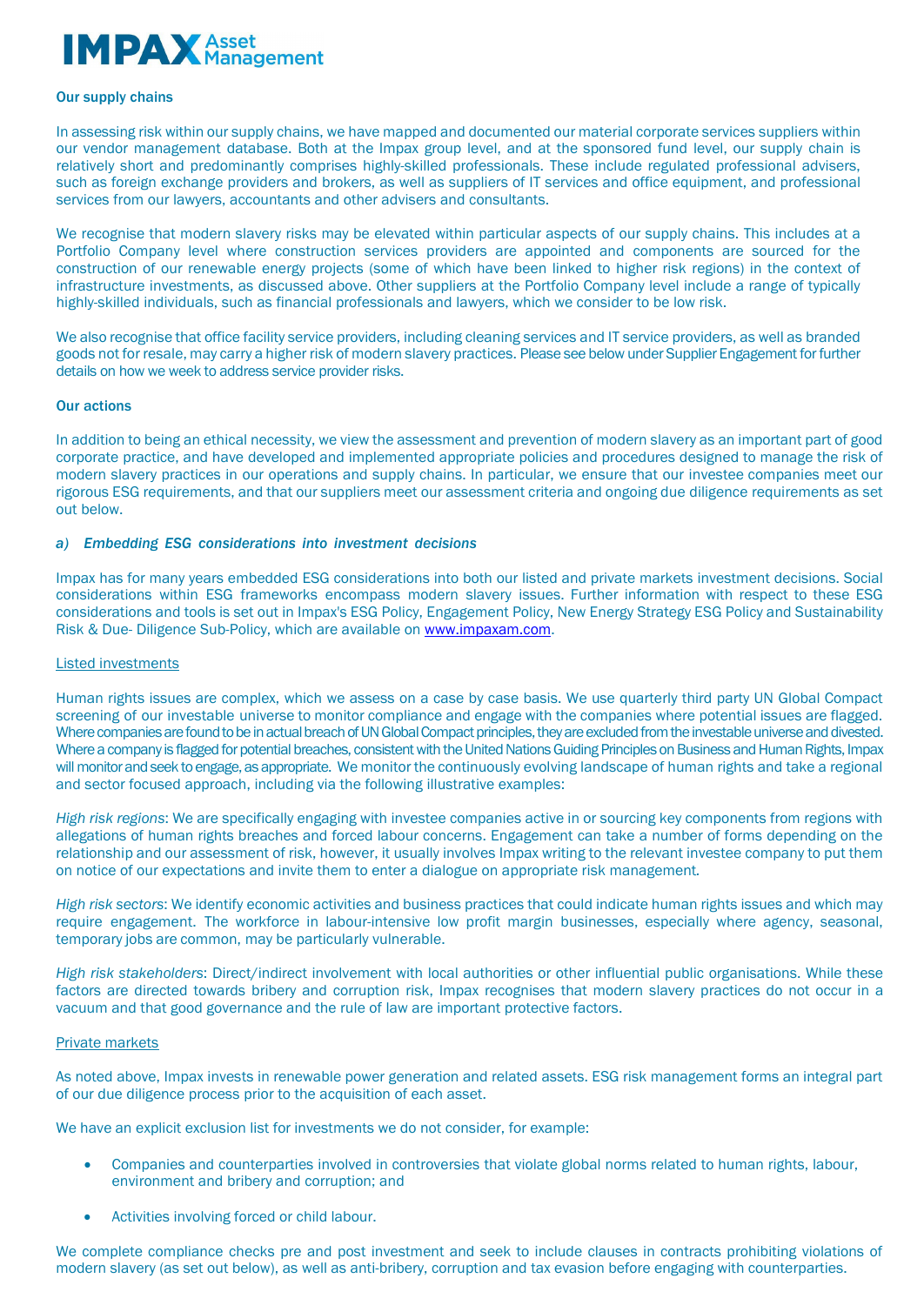### Our supply chains

In assessing risk within our supply chains, we have mapped and documented our material corporate services suppliers within our vendor management database. Both at the Impax group level, and at the sponsored fund level, our supply chain is relatively short and predominantly comprises highly-skilled professionals. These include regulated professional advisers, such as foreign exchange providers and brokers, as well as suppliers of IT services and office equipment, and professional services from our lawyers, accountants and other advisers and consultants.

We recognise that modern slavery risks may be elevated within particular aspects of our supply chains. This includes at a Portfolio Company level where construction services providers are appointed and components are sourced for the construction of our renewable energy projects (some of which have been linked to higher risk regions) in the context of infrastructure investments, as discussed above. Other suppliers at the Portfolio Company level include a range of typically highly-skilled individuals, such as financial professionals and lawyers, which we consider to be low risk.

We also recognise that office facility service providers, including cleaning services and IT service providers, as well as branded goods not for resale, may carry a higher risk of modern slavery practices. Please see below under Supplier Engagement for further details on how we week to address service provider risks.

### Our actions

In addition to being an ethical necessity, we view the assessment and prevention of modern slavery as an important part of good corporate practice, and have developed and implemented appropriate policies and procedures designed to manage the risk of modern slavery practices in our operations and supply chains. In particular, we ensure that our investee companies meet our rigorous ESG requirements, and that our suppliers meet our assessment criteria and ongoing due diligence requirements as set out below.

#### *a) Embedding ESG considerations into investment decisions*

Impax has for many years embedded ESG considerations into both our listed and private markets investment decisions. Social considerations within ESG frameworks encompass modern slavery issues. Further information with respect to these ESG considerations and tools is set out in Impax's ESG Policy, Engagement Policy, New Energy Strategy ESG Policy and Sustainability Risk & Due- Diligence Sub-Policy, which are available on [www.impaxam.com](http://www.impaxam.com).

<u>Listed investments</u>

Human rights issues are complex, which we assess on a case by case basis. We use quarterly third party UN Global Compact screening of our investable universe to monitor compliance and engage with the companies where potential issues are flagged. Where companies are found to be in actual breach of UN Global Compact principles, they are excluded from the investable universe and divested. Where a company is flagged for potential breaches, consistent with the United Nations Guiding Principles on Business and Human Rights, Impax will monitor and seek to engage, as appropriate. We monitor the continuously evolving landscape of human rights and take a regional and sector focused approach, including via the following illustrative examples:

*High risk regions*: We are specifically engaging with investee companies active in or sourcing key components from regions with allegations of human rights breaches and forced labour concerns. Engagement can take a number of forms depending on the relationship and our assessment of risk, however, it usually involves Impax writing to the relevant investee company to put them on notice of our expectations and invite them to enter a dialogue on appropriate risk management.

*High risk sectors*: We identify economic activities and business practices that could indicate human rights issues and which may require engagement. The workforce in labour-intensive low profit margin businesses, especially where agency, seasonal, temporary jobs are common, may be particularly vulnerable.

*High risk stakeholders*: Direct/indirect involvement with local authorities or other influential public organisations. While these factors are directed towards bribery and corruption risk, Impax recognises that modern slavery practices do not occur in a vacuum and that good governance and the rule of law are important protective factors.

<u>Private markets</u>

As noted above, Impax invests in renewable power generation and related assets. ESG risk management forms an integral part of our due diligence process prior to the acquisition of each asset.

We have an explicit exclusion list for investments we do not consider, for example:

- Companies and counterparties involved in controversies that violate global norms related to human rights, labour, environment and bribery and corruption; and
- Activities involving forced or child labour.

We complete compliance checks pre and post investment and seek to include clauses in contracts prohibiting violations of modern slavery (as set out below), as well as anti-bribery, corruption and tax evasion before engaging with counterparties.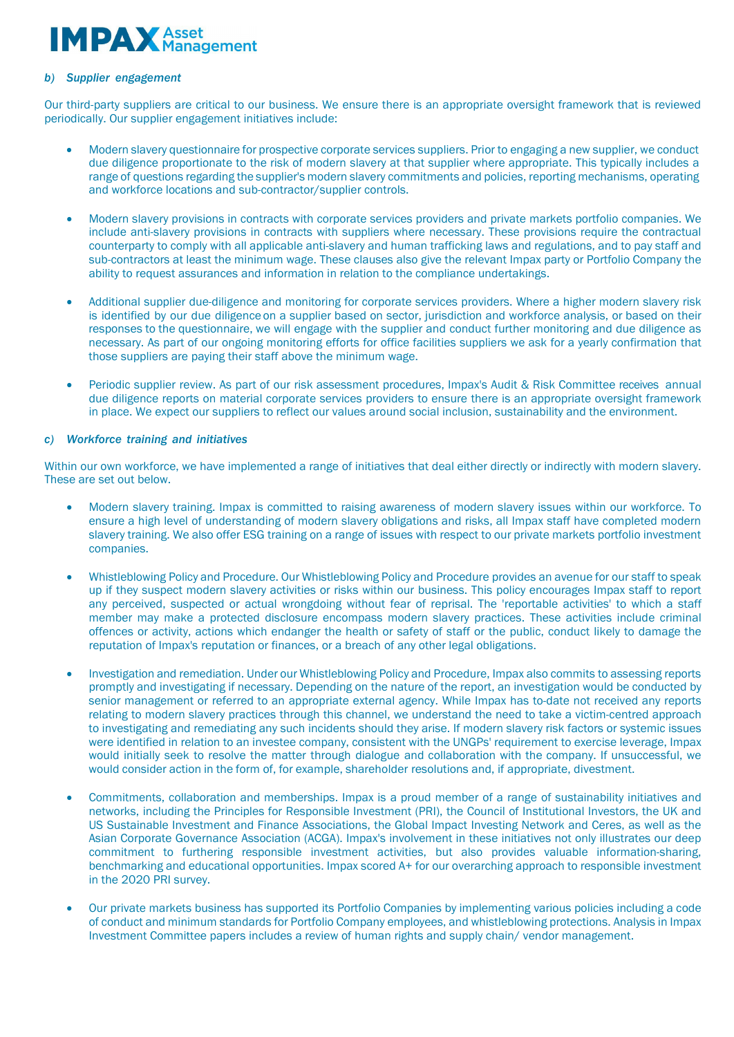*b) Supplier engagement*

Our third-party suppliers are critical to our business. We ensure there is an appropriate oversight framework that is reviewed periodically. Our supplier engagement initiatives include:

- Modern slavery questionnaire for prospective corporate services suppliers. Prior to engaging a new supplier, we conduct due diligence proportionate to the risk of modern slavery at that supplier where appropriate. This typically includes a range of questions regarding the supplier's modern slavery commitments and policies, reporting mechanisms, operating and workforce locations and sub-contractor/supplier controls.

- Modern slavery provisions in contracts with corporate services providers and private markets portfolio companies. We include anti-slavery provisions in contracts with suppliers where necessary. These provisions require the contractual counterparty to comply with all applicable anti-slavery and human trafficking laws and regulations, and to pay staff and sub-contractors at least the minimum wage. These clauses also give the relevant Impax party or Portfolio Company the ability to request assurances and information in relation to the compliance undertakings.

- Additional supplier due-diligence and monitoring for corporate services providers. Where a higher modern slavery risk is identified by our due diligence on a supplier based on sector, jurisdiction and workforce analysis, or based on their responses to the questionnaire, we will engage with the supplier and conduct further monitoring and due diligence as necessary. As part of our ongoing monitoring efforts for office facilities suppliers we ask for a yearly confirmation that those suppliers are paying their staff above the minimum wage.

- Periodic supplier review. As part of our risk assessment procedures, Impax's Audit & Risk Committee receives annual due diligence reports on material corporate services providers to ensure there is an appropriate oversight framework in place. We expect our suppliers to reflect our values around social inclusion, sustainability and the environment.

*c) Workforce training and initiatives*

Within our own workforce, we have implemented a range of initiatives that deal either directly or indirectly with modern slavery. These are set out below.

- Modern slavery training. Impax is committed to raising awareness of modern slavery issues within our workforce. To ensure a high level of understanding of modern slavery obligations and risks, all Impax staff have completed modern slavery training. We also offer ESG training on a range of issues with respect to our private markets portfolio investment companies.

- Whistleblowing Policy and Procedure. Our Whistleblowing Policy and Procedure provides an avenue for our staff to speak up if they suspect modern slavery activities or risks within our business. This policy encourages Impax staff to report any perceived, suspected or actual wrongdoing without fear of reprisal. The 'reportable activities' to which a staff member may make a protected disclosure encompass modern slavery practices. These activities include criminal offences or activity, actions which endanger the health or safety of staff or the public, conduct likely to damage the reputation of Impax's reputation or finances, or a breach of any other legal obligations.

- Investigation and remediation. Under our Whistleblowing Policy and Procedure, Impax also commits to assessing reports promptly and investigating if necessary. Depending on the nature of the report, an investigation would be conducted by senior management or referred to an appropriate external agency. While Impax has to-date not received any reports relating to modern slavery practices through this channel, we understand the need to take a victim-centred approach to investigating and remediating any such incidents should they arise. If modern slavery risk factors or systemic issues were identified in relation to an investee company, consistent with the UNGPs' requirement to exercise leverage, Impax would initially seek to resolve the matter through dialogue and collaboration with the company. If unsuccessful, we would consider action in the form of, for example, shareholder resolutions and, if appropriate, divestment.

- Commitments, collaboration and memberships. Impax is a proud member of a range of sustainability initiatives and networks, including the Principles for Responsible Investment (PRI), the Council of Institutional Investors, the UK and US Sustainable Investment and Finance Associations, the Global Impact Investing Network and Ceres, as well as the Asian Corporate Governance Association (ACGA). Impax's involvement in these initiatives not only illustrates our deep commitment to furthering responsible investment activities, but also provides valuable information-sharing, benchmarking and educational opportunities. Impax scored A+ for our overarching approach to responsible investment in the 2020 PRI survey.

- Our private markets business has supported its Portfolio Companies by implementing various policies including a code of conduct and minimum standards for Portfolio Company employees, and whistleblowing protections. Analysis in Impax Investment Committee papers includes a review of human rights and supply chain/ vendor management.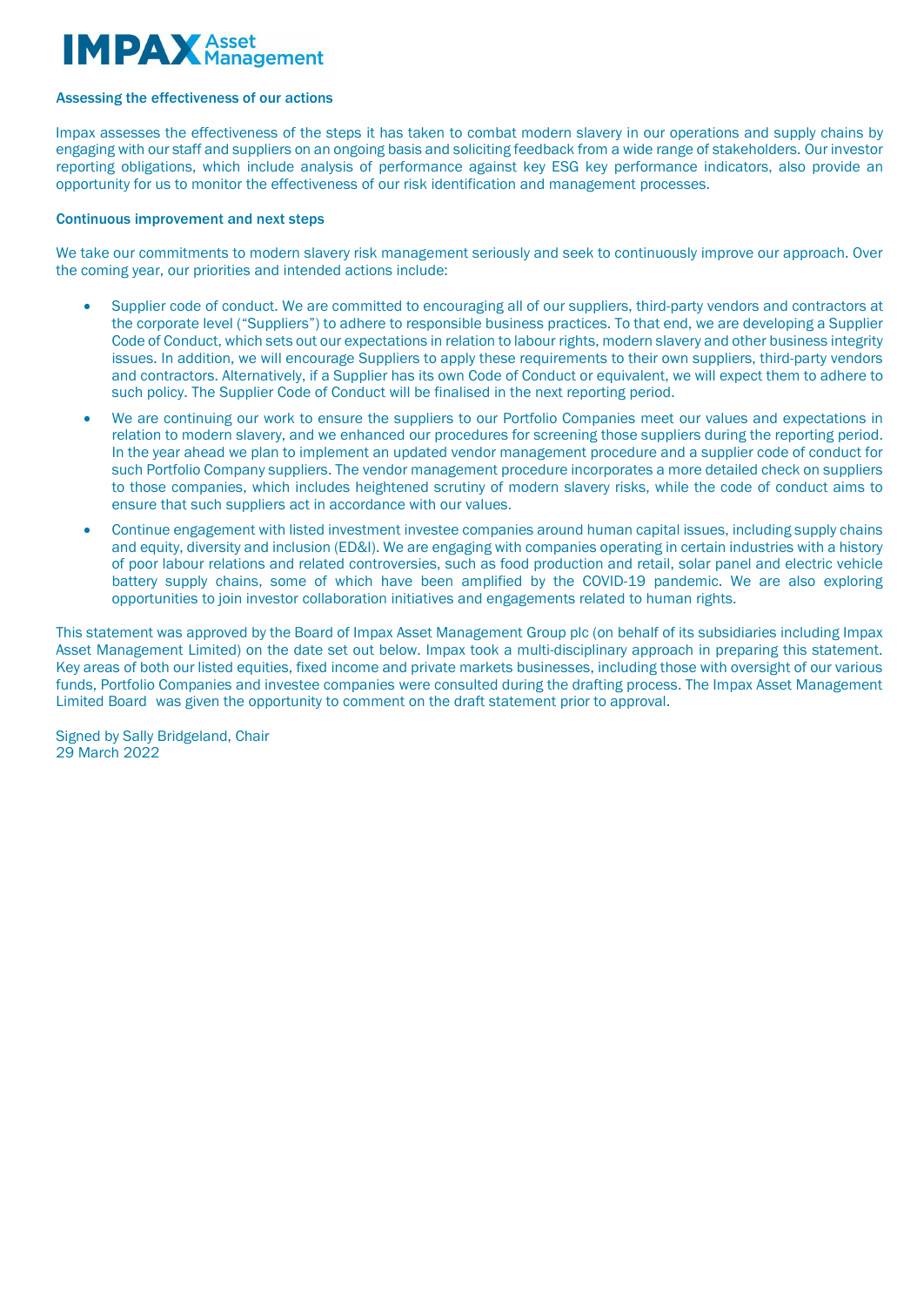### Assessing the effectiveness of our actions

Impax assesses the effectiveness of the steps it has taken to combat modern slavery in our operations and supply chains by engaging with our staff and suppliers on an ongoing basis and soliciting feedback from a wide range of stakeholders. Our investor reporting obligations, which include analysis of performance against key ESG key performance indicators, also provide an opportunity for us to monitor the effectiveness of our risk identification and management processes.

### Continuous improvement and next steps

We take our commitments to modern slavery risk management seriously and seek to continuously improve our approach. Over the coming year, our priorities and intended actions include:

- Supplier code of conduct. We are committed to encouraging all of our suppliers, third-party vendors and contractors at the corporate level ("Suppliers") to adhere to responsible business practices. To that end, we are developing a Supplier Code of Conduct, which sets out our expectations in relation to labour rights, modern slavery and other business integrity issues. In addition, we will encourage Suppliers to apply these requirements to their own suppliers, third-party vendors and contractors. Alternatively, if a Supplier has its own Code of Conduct or equivalent, we will expect them to adhere to such policy. The Supplier Code of Conduct will be finalised in the next reporting period.
- We are continuing our work to ensure the suppliers to our Portfolio Companies meet our values and expectations in relation to modern slavery, and we enhanced our procedures for screening those suppliers during the reporting period. In the year ahead we plan to implement an updated vendor management procedure and a supplier code of conduct for such Portfolio Company suppliers. The vendor management procedure incorporates a more detailed check on suppliers to those companies, which includes heightened scrutiny of modern slavery risks, while the code of conduct aims to ensure that such suppliers act in accordance with our values.
- Continue engagement with listed investment investee companies around human capital issues, including supply chains and equity, diversity and inclusion (ED&I). We are engaging with companies operating in certain industries with a history of poor labour relations and related controversies, such as food production and retail, solar panel and electric vehicle battery supply chains, some of which have been amplified by the COVID-19 pandemic. We are also exploring opportunities to join investor collaboration initiatives and engagements related to human rights.

This statement was approved by the Board of Impax Asset Management Group plc (on behalf of its subsidiaries including Impax Asset Management Limited) on the date set out below. Impax took a multi-disciplinary approach in preparing this statement. Key areas of both our listed equities, fixed income and private markets businesses, including those with oversight of our various funds, Portfolio Companies and investee companies were consulted during the drafting process. The Impax Asset Management Limited Board was given the opportunity to comment on the draft statement prior to approval.

Signed by Sally Bridgeland, Chair
29 March 2022